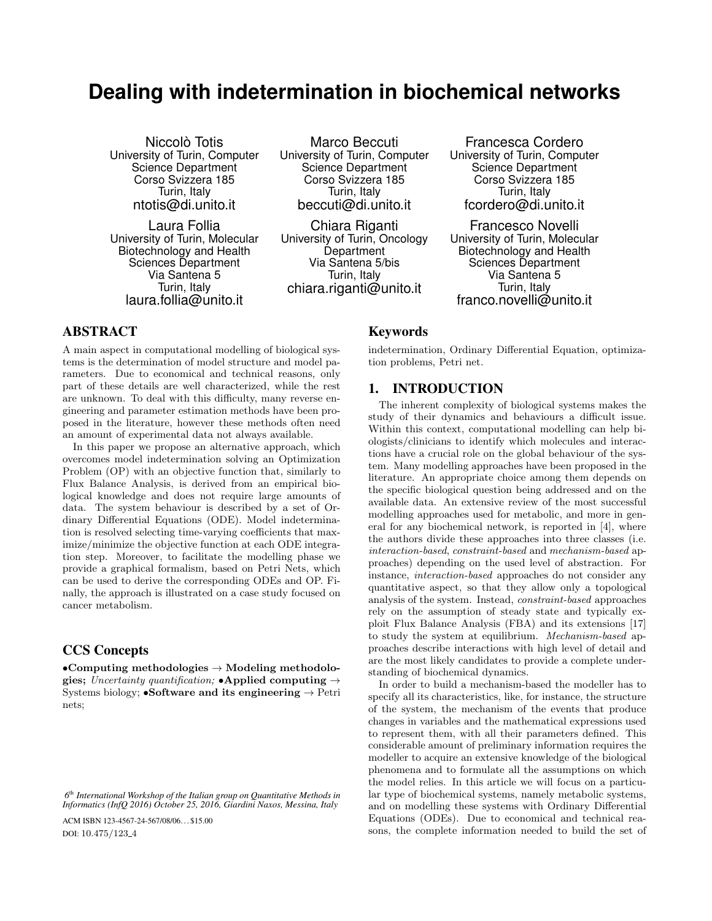# Dealing with indetermination in biochemical networks

Niccolò Totis
University of Turin, Computer Science Department
Corso Svizzera 185
Turin, Italy
ntotis@di.unito.it

Marco Beccuti
University of Turin, Computer Science Department
Corso Svizzera 185
Turin, Italy
beccuti@di.unito.it

Francesca Cordero
University of Turin, Computer Science Department
Corso Svizzera 185
Turin, Italy
fcordero@di.unito.it

Laura Follia
University of Turin, Molecular Biotechnology and Health Sciences Department
Via Santena 5
Turin, Italy
laura.follia@unito.it

Chiara Riganti
University of Turin, Oncology Department
Via Santena 5/bis
Turin, Italy
chiara.riganti@unito.it

Francesco Novelli
University of Turin, Molecular Biotechnology and Health Sciences Department
Via Santena 5
Turin, Italy
franco.novelli@unito.it

## ABSTRACT

A main aspect in computational modelling of biological systems is the determination of model structure and model parameters. Due to economical and technical reasons, only part of these details are well characterized, while the rest are unknown. To deal with this difficulty, many reverse engineering and parameter estimation methods have been proposed in the literature, however these methods often need an amount of experimental data not always available.

In this paper we propose an alternative approach, which overcomes model indetermination solving an Optimization Problem (OP) with an objective function that, similarly to Flux Balance Analysis, is derived from an empirical biological knowledge and does not require large amounts of data. The system behaviour is described by a set of Ordinary Differential Equations (ODE). Model indetermination is resolved selecting time-varying coefficients that maximize/minimize the objective function at each ODE integration step. Moreover, to facilitate the modelling phase we provide a graphical formalism, based on Petri Nets, which can be used to derive the corresponding ODEs and OP. Finally, the approach is illustrated on a case study focused on cancer metabolism.

## CCS Concepts

•**Computing methodologies** → **Modeling methodologies;** *Uncertainty quantification;* •**Applied computing** → Systems biology; •**Software and its engineering** → Petri nets;

*6th International Workshop of the Italian group on Quantitative Methods in Informatics (InfQ 2016) October 25, 2016, Giardini Naxos, Messina, Italy*

ACM ISBN 123-4567-24-567/08/06…$15.00
DOI: 10.475/123_4

## Keywords

indetermination, Ordinary Differential Equation, optimization problems, Petri net.

## 1. INTRODUCTION

The inherent complexity of biological systems makes the study of their dynamics and behaviours a difficult issue. Within this context, computational modelling can help biologists/clinicians to identify which molecules and interactions have a crucial role on the global behaviour of the system. Many modelling approaches have been proposed in the literature. An appropriate choice among them depends on the specific biological question being addressed and on the available data. An extensive review of the most successful modelling approaches used for metabolic, and more in general for any biochemical network, is reported in [4], where the authors divide these approaches into three classes (i.e. *interaction-based*, *constraint-based* and *mechanism-based* approaches) depending on the used level of abstraction. For instance, *interaction-based* approaches do not consider any quantitative aspect, so that they allow only a topological analysis of the system. Instead, *constraint-based* approaches rely on the assumption of steady state and typically exploit Flux Balance Analysis (FBA) and its extensions [17] to study the system at equilibrium. *Mechanism-based* approaches describe interactions with high level of detail and are the most likely candidates to provide a complete understanding of biochemical dynamics.

In order to build a mechanism-based the modeller has to specify all its characteristics, like, for instance, the structure of the system, the mechanism of the events that produce changes in variables and the mathematical expressions used to represent them, with all their parameters defined. This considerable amount of preliminary information requires the modeller to acquire an extensive knowledge of the biological phenomena and to formulate all the assumptions on which the model relies. In this article we will focus on a particular type of biochemical systems, namely metabolic systems, and on modelling these systems with Ordinary Differential Equations (ODEs). Due to economical and technical reasons, the complete information needed to build the set of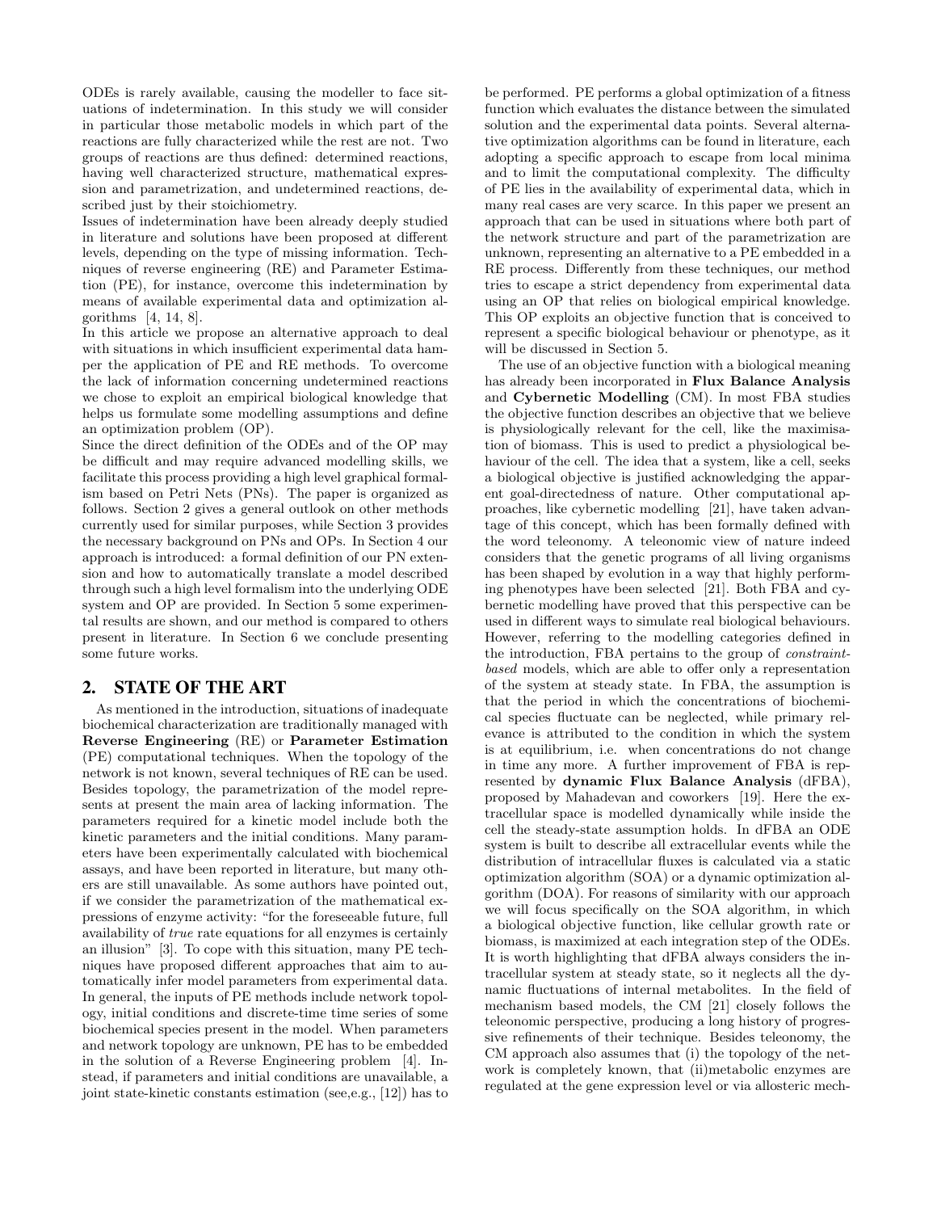ODEs is rarely available, causing the modeller to face situations of indetermination. In this study we will consider in particular those metabolic models in which part of the reactions are fully characterized while the rest are not. Two groups of reactions are thus defined: determined reactions, having well characterized structure, mathematical expression and parametrization, and undetermined reactions, described just by their stoichiometry.

Issues of indetermination have been already deeply studied in literature and solutions have been proposed at different levels, depending on the type of missing information. Techniques of reverse engineering (RE) and Parameter Estimation (PE), for instance, overcome this indetermination by means of available experimental data and optimization algorithms [4, 14, 8].

In this article we propose an alternative approach to deal with situations in which insufficient experimental data hamper the application of PE and RE methods. To overcome the lack of information concerning undetermined reactions we chose to exploit an empirical biological knowledge that helps us formulate some modelling assumptions and define an optimization problem (OP).

Since the direct definition of the ODEs and of the OP may be difficult and may require advanced modelling skills, we facilitate this process providing a high level graphical formalism based on Petri Nets (PNs). The paper is organized as follows. Section 2 gives a general outlook on other methods currently used for similar purposes, while Section 3 provides the necessary background on PNs and OPs. In Section 4 our approach is introduced: a formal definition of our PN extension and how to automatically translate a model described through such a high level formalism into the underlying ODE system and OP are provided. In Section 5 some experimental results are shown, and our method is compared to others present in literature. In Section 6 we conclude presenting some future works.

## 2. STATE OF THE ART

As mentioned in the introduction, situations of inadequate biochemical characterization are traditionally managed with **Reverse Engineering** (RE) or **Parameter Estimation** (PE) computational techniques. When the topology of the network is not known, several techniques of RE can be used. Besides topology, the parametrization of the model represents at present the main area of lacking information. The parameters required for a kinetic model include both the kinetic parameters and the initial conditions. Many parameters have been experimentally calculated with biochemical assays, and have been reported in literature, but many others are still unavailable. As some authors have pointed out, if we consider the parametrization of the mathematical expressions of enzyme activity: "for the foreseeable future, full availability of *true* rate equations for all enzymes is certainly an illusion" [3]. To cope with this situation, many PE techniques have proposed different approaches that aim to automatically infer model parameters from experimental data. In general, the inputs of PE methods include network topology, initial conditions and discrete-time time series of some biochemical species present in the model. When parameters and network topology are unknown, PE has to be embedded in the solution of a Reverse Engineering problem [4]. Instead, if parameters and initial conditions are unavailable, a joint state-kinetic constants estimation (see,e.g., [12]) has to be performed. PE performs a global optimization of a fitness function which evaluates the distance between the simulated solution and the experimental data points. Several alternative optimization algorithms can be found in literature, each adopting a specific approach to escape from local minima and to limit the computational complexity. The difficulty of PE lies in the availability of experimental data, which in many real cases are very scarce. In this paper we present an approach that can be used in situations where both part of the network structure and part of the parametrization are unknown, representing an alternative to a PE embedded in a RE process. Differently from these techniques, our method tries to escape a strict dependency from experimental data using an OP that relies on biological empirical knowledge. This OP exploits an objective function that is conceived to represent a specific biological behaviour or phenotype, as it will be discussed in Section 5.

The use of an objective function with a biological meaning has already been incorporated in **Flux Balance Analysis** and **Cybernetic Modelling** (CM). In most FBA studies the objective function describes an objective that we believe is physiologically relevant for the cell, like the maximisation of biomass. This is used to predict a physiological behaviour of the cell. The idea that a system, like a cell, seeks a biological objective is justified acknowledging the apparent goal-directedness of nature. Other computational approaches, like cybernetic modelling [21], have taken advantage of this concept, which has been formally defined with the word teleonomy. A teleonomic view of nature indeed considers that the genetic programs of all living organisms has been shaped by evolution in a way that highly performing phenotypes have been selected [21]. Both FBA and cybernetic modelling have proved that this perspective can be used in different ways to simulate real biological behaviours. However, referring to the modelling categories defined in the introduction, FBA pertains to the group of *constraint-based* models, which are able to offer only a representation of the system at steady state. In FBA, the assumption is that the period in which the concentrations of biochemical species fluctuate can be neglected, while primary relevance is attributed to the condition in which the system is at equilibrium, i.e. when concentrations do not change in time any more. A further improvement of FBA is represented by **dynamic Flux Balance Analysis** (dFBA), proposed by Mahadevan and coworkers [19]. Here the extracellular space is modelled dynamically while inside the cell the steady-state assumption holds. In dFBA an ODE system is built to describe all extracellular events while the distribution of intracellular fluxes is calculated via a static optimization algorithm (SOA) or a dynamic optimization algorithm (DOA). For reasons of similarity with our approach we will focus specifically on the SOA algorithm, in which a biological objective function, like cellular growth rate or biomass, is maximized at each integration step of the ODEs. It is worth highlighting that dFBA always considers the intracellular system at steady state, so it neglects all the dynamic fluctuations of internal metabolites. In the field of mechanism based models, the CM [21] closely follows the teleonomic perspective, producing a long history of progressive refinements of their technique. Besides teleonomy, the CM approach also assumes that (i) the topology of the network is completely known, that (ii)metabolic enzymes are regulated at the gene expression level or via allosteric mech-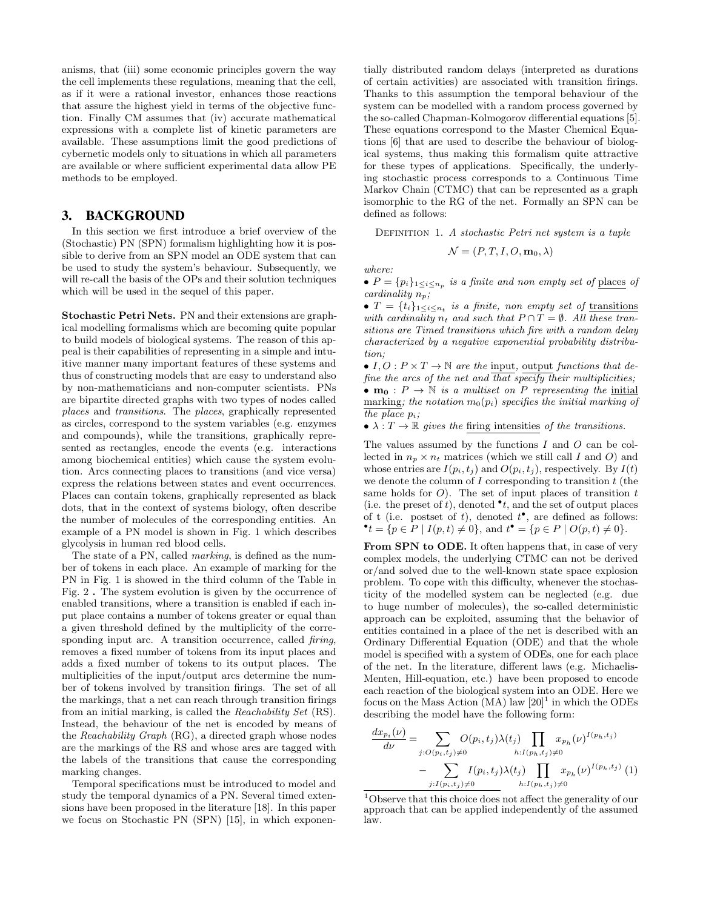anisms, that (iii) some economic principles govern the way the cell implements these regulations, meaning that the cell, as if it were a rational investor, enhances those reactions that assure the highest yield in terms of the objective function. Finally CM assumes that (iv) accurate mathematical expressions with a complete list of kinetic parameters are available. These assumptions limit the good predictions of cybernetic models only to situations in which all parameters are available or where sufficient experimental data allow PE methods to be employed.

## 3. BACKGROUND

In this section we first introduce a brief overview of the (Stochastic) PN (SPN) formalism highlighting how it is possible to derive from an SPN model an ODE system that can be used to study the system's behaviour. Subsequently, we will re-call the basis of the OPs and their solution techniques which will be used in the sequel of this paper.

**Stochastic Petri Nets.** PN and their extensions are graphical modelling formalisms which are becoming quite popular to build models of biological systems. The reason of this appeal is their capabilities of representing in a simple and intuitive manner many important features of these systems and thus of constructing models that are easy to understand also by non-mathematicians and non-computer scientists. PNs are bipartite directed graphs with two types of nodes called *places* and *transitions*. The *places*, graphically represented as circles, correspond to the system variables (e.g. enzymes and compounds), while the transitions, graphically represented as rectangles, encode the events (e.g. interactions among biochemical entities) which cause the system evolution. Arcs connecting places to transitions (and vice versa) express the relations between states and event occurrences. Places can contain tokens, graphically represented as black dots, that in the context of systems biology, often describe the number of molecules of the corresponding entities. An example of a PN model is shown in Fig. 1 which describes glycolysis in human red blood cells.

The state of a PN, called *marking*, is defined as the number of tokens in each place. An example of marking for the PN in Fig. 1 is showed in the third column of the Table in Fig. 2 . The system evolution is given by the occurrence of enabled transitions, where a transition is enabled if each input place contains a number of tokens greater or equal than a given threshold defined by the multiplicity of the corresponding input arc. A transition occurrence, called *firing*, removes a fixed number of tokens from its input places and adds a fixed number of tokens to its output places. The multiplicities of the input/output arcs determine the number of tokens involved by transition firings. The set of all the markings, that a net can reach through transition firings from an initial marking, is called the *Reachability Set* (RS). Instead, the behaviour of the net is encoded by means of the *Reachability Graph* (RG), a directed graph whose nodes are the markings of the RS and whose arcs are tagged with the labels of the transitions that cause the corresponding marking changes.

Temporal specifications must be introduced to model and study the temporal dynamics of a PN. Several timed extensions have been proposed in the literature [18]. In this paper we focus on Stochastic PN (SPN) [15], in which exponentially distributed random delays (interpreted as durations of certain activities) are associated with transition firings. Thanks to this assumption the temporal behaviour of the system can be modelled with a random process governed by the so-called Chapman-Kolmogorov differential equations [5]. These equations correspond to the Master Chemical Equations [6] that are used to describe the behaviour of biological systems, thus making this formalism quite attractive for these types of applications. Specifically, the underlying stochastic process corresponds to a Continuous Time Markov Chain (CTMC) that can be represented as a graph isomorphic to the RG of the net. Formally an SPN can be defined as follows:

Definition 1. *A stochastic Petri net system is a tuple*

$$\mathcal{N} = (P, T, I, O, \mathbf{m}_0, \lambda)$$

*where:*

- $P = \{p_i\}_{1 \leq i \leq n_p}$ *is a finite and non empty set of* places *of cardinality* $n_p$*;*
- $T = \{t_i\}_{1 \leq i \leq n_t}$ *is a finite, non empty set of* transitions *with cardinality* $n_t$ *and such that* $P \cap T = \emptyset$*. All these transitions are Timed transitions which fire with a random delay characterized by a negative exponential probability distribution;*
- $I, O : P \times T \to \mathbb{N}$ *are the* input*,* output *functions that define the arcs of the net and that specify their multiplicities;*
- $\mathbf{m_0} : P \to \mathbb{N}$ *is a multiset on* $P$ *representing the* initial marking*; the notation* $m_0(p_i)$ *specifies the initial marking of the place* $p_i$*;*
- $\lambda : T \to \mathbb{R}$ *gives the* firing intensities *of the transitions.*

The values assumed by the functions $I$ and $O$ can be collected in $n_p \times n_t$ matrices (which we still call $I$ and $O$) and whose entries are $I(p_i, t_j)$ and $O(p_i, t_j)$, respectively. By $I(t)$ we denote the column of $I$ corresponding to transition $t$ (the same holds for $O$). The set of input places of transition $t$ (i.e. the preset of $t$), denoted ${}^\bullet t$, and the set of output places of t (i.e. postset of $t$), denoted $t^\bullet$, are defined as follows: ${}^\bullet t = \{p \in P \mid I(p, t) \neq 0\}$, and $t^\bullet = \{p \in P \mid O(p, t) \neq 0\}$.

**From SPN to ODE.** It often happens that, in case of very complex models, the underlying CTMC can not be derived or/and solved due to the well-known state space explosion problem. To cope with this difficulty, whenever the stochasticity of the modelled system can be neglected (e.g. due to huge number of molecules), the so-called deterministic approach can be exploited, assuming that the behavior of entities contained in a place of the net is described with an Ordinary Differential Equation (ODE) and that the whole model is specified with a system of ODEs, one for each place of the net. In the literature, different laws (e.g. Michaelis-Menten, Hill-equation, etc.) have been proposed to encode each reaction of the biological system into an ODE. Here we focus on the Mass Action (MA) law [20][1] in which the ODEs describing the model have the following form:

$$\frac{dx_{p_i}(\nu)}{d\nu} = \sum_{j:O(p_i,t_j)\neq 0} O(p_i,t_j)\lambda(t_j) \prod_{h:I(p_h,t_j)\neq 0} x_{p_h}(\nu)^{I(p_h,t_j)} - \sum_{j:I(p_i,t_j)\neq 0} I(p_i,t_j)\lambda(t_j) \prod_{h:I(p_h,t_j)\neq 0} x_{p_h}(\nu)^{I(p_h,t_j)} \quad (1)$$

[1] Observe that this choice does not affect the generality of our approach that can be applied independently of the assumed law.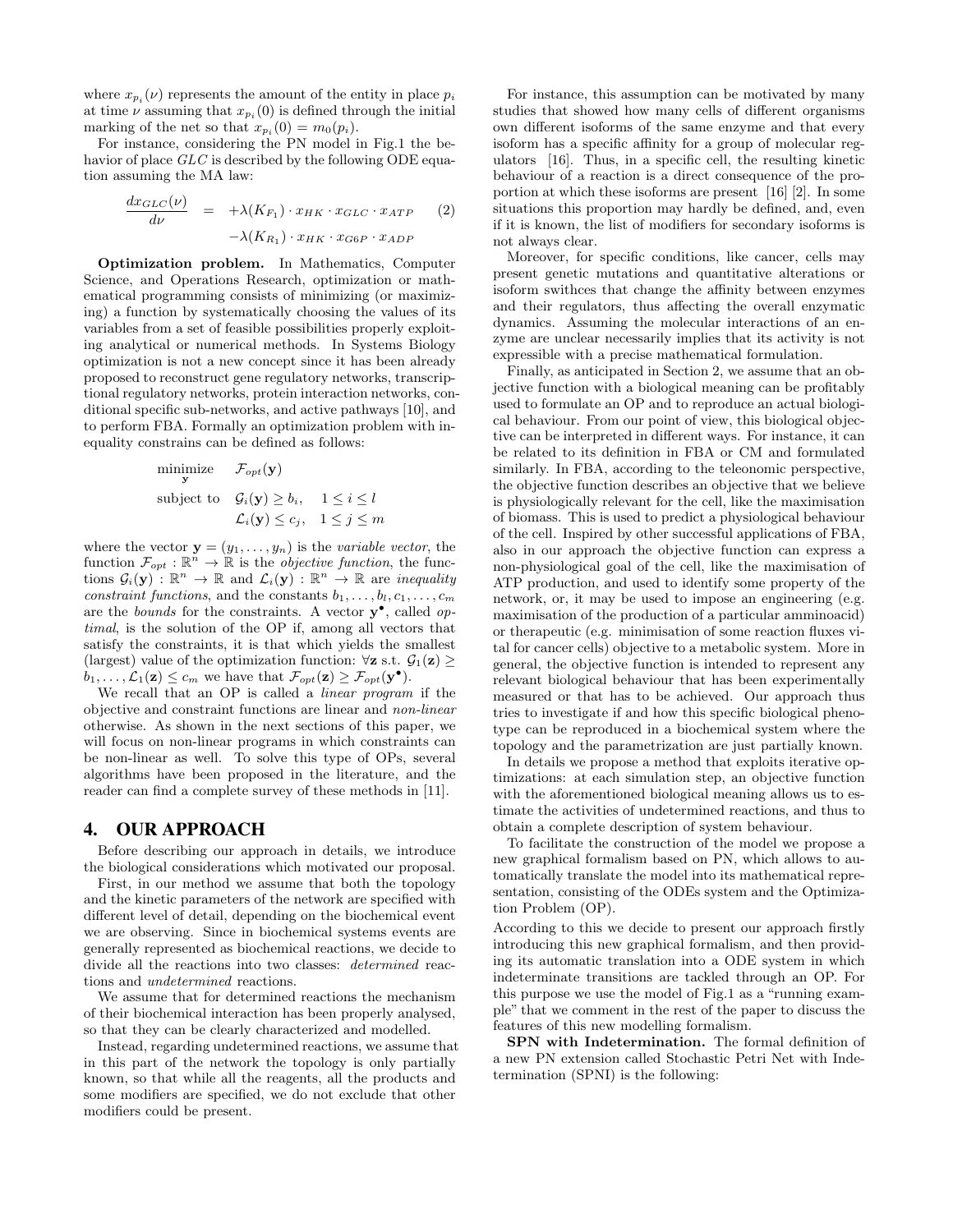where $x_{p_i}(\nu)$ represents the amount of the entity in place $p_i$ at time $\nu$ assuming that $x_{p_i}(0)$ is defined through the initial marking of the net so that $x_{p_i}(0) = m_0(p_i)$.

For instance, considering the PN model in Fig.1 the behavior of place $GLC$ is described by the following ODE equation assuming the MA law:

$$\frac{dx_{GLC}(\nu)}{d\nu} = +\lambda(K_{F_1}) \cdot x_{HK} \cdot x_{GLC} \cdot x_{ATP} - \lambda(K_{R_1}) \cdot x_{HK} \cdot x_{G6P} \cdot x_{ADP} \qquad (2)$$

**Optimization problem.** In Mathematics, Computer Science, and Operations Research, optimization or mathematical programming consists of minimizing (or maximizing) a function by systematically choosing the values of its variables from a set of feasible possibilities properly exploiting analytical or numerical methods. In Systems Biology optimization is not a new concept since it has been already proposed to reconstruct gene regulatory networks, transcriptional regulatory networks, protein interaction networks, conditional specific sub-networks, and active pathways [10], and to perform FBA. Formally an optimization problem with inequality constrains can be defined as follows:

$$\begin{aligned} \underset{\mathbf{y}}{\text{minimize}} \quad & \mathcal{F}_{opt}(\mathbf{y}) \\ \text{subject to} \quad & \mathcal{G}_i(\mathbf{y}) \geq b_i, \quad 1 \leq i \leq l \\ & \mathcal{L}_i(\mathbf{y}) \leq c_j, \quad 1 \leq j \leq m \end{aligned}$$

where the vector $\mathbf{y} = (y_1, \ldots, y_n)$ is the *variable vector*, the function $\mathcal{F}_{opt} : \mathbb{R}^n \to \mathbb{R}$ is the *objective function*, the functions $\mathcal{G}_i(\mathbf{y}) : \mathbb{R}^n \to \mathbb{R}$ and $\mathcal{L}_i(\mathbf{y}) : \mathbb{R}^n \to \mathbb{R}$ are *inequality constraint functions*, and the constants $b_1, \ldots, b_l, c_1, \ldots, c_m$ are the *bounds* for the constraints. A vector $\mathbf{y}^\bullet$, called *optimal*, is the solution of the OP if, among all vectors that satisfy the constraints, it is that which yields the smallest (largest) value of the optimization function: $\forall \mathbf{z}$ s.t. $\mathcal{G}_1(\mathbf{z}) \geq b_1, \ldots, \mathcal{L}_1(\mathbf{z}) \leq c_m$ we have that $\mathcal{F}_{opt}(\mathbf{z}) \geq \mathcal{F}_{opt}(\mathbf{y}^\bullet)$.

We recall that an OP is called a *linear program* if the objective and constraint functions are linear and *non-linear* otherwise. As shown in the next sections of this paper, we will focus on non-linear programs in which constraints can be non-linear as well. To solve this type of OPs, several algorithms have been proposed in the literature, and the reader can find a complete survey of these methods in [11].

## 4. OUR APPROACH

Before describing our approach in details, we introduce the biological considerations which motivated our proposal.

First, in our method we assume that both the topology and the kinetic parameters of the network are specified with different level of detail, depending on the biochemical event we are observing. Since in biochemical systems events are generally represented as biochemical reactions, we decide to divide all the reactions into two classes: *determined* reactions and *undetermined* reactions.

We assume that for determined reactions the mechanism of their biochemical interaction has been properly analysed, so that they can be clearly characterized and modelled.

Instead, regarding undetermined reactions, we assume that in this part of the network the topology is only partially known, so that while all the reagents, all the products and some modifiers are specified, we do not exclude that other modifiers could be present.

For instance, this assumption can be motivated by many studies that showed how many cells of different organisms own different isoforms of the same enzyme and that every isoform has a specific affinity for a group of molecular regulators [16]. Thus, in a specific cell, the resulting kinetic behaviour of a reaction is a direct consequence of the proportion at which these isoforms are present [16] [2]. In some situations this proportion may hardly be defined, and, even if it is known, the list of modifiers for secondary isoforms is not always clear.

Moreover, for specific conditions, like cancer, cells may present genetic mutations and quantitative alterations or isoform swithces that change the affinity between enzymes and their regulators, thus affecting the overall enzymatic dynamics. Assuming the molecular interactions of an enzyme are unclear necessarily implies that its activity is not expressible with a precise mathematical formulation.

Finally, as anticipated in Section 2, we assume that an objective function with a biological meaning can be profitably used to formulate an OP and to reproduce an actual biological behaviour. From our point of view, this biological objective can be interpreted in different ways. For instance, it can be related to its definition in FBA or CM and formulated similarly. In FBA, according to the teleonomic perspective, the objective function describes an objective that we believe is physiologically relevant for the cell, like the maximisation of biomass. This is used to predict a physiological behaviour of the cell. Inspired by other successful applications of FBA, also in our approach the objective function can express a non-physiological goal of the cell, like the maximisation of ATP production, and used to identify some property of the network, or, it may be used to impose an engineering (e.g. maximisation of the production of a particular amminoacid) or therapeutic (e.g. minimisation of some reaction fluxes vital for cancer cells) objective to a metabolic system. More in general, the objective function is intended to represent any relevant biological behaviour that has been experimentally measured or that has to be achieved. Our approach thus tries to investigate if and how this specific biological phenotype can be reproduced in a biochemical system where the topology and the parametrization are just partially known.

In details we propose a method that exploits iterative optimizations: at each simulation step, an objective function with the aforementioned biological meaning allows us to estimate the activities of undetermined reactions, and thus to obtain a complete description of system behaviour.

To facilitate the construction of the model we propose a new graphical formalism based on PN, which allows to automatically translate the model into its mathematical representation, consisting of the ODEs system and the Optimization Problem (OP).

According to this we decide to present our approach firstly introducing this new graphical formalism, and then providing its automatic translation into a ODE system in which indeterminate transitions are tackled through an OP. For this purpose we use the model of Fig.1 as a "running example" that we comment in the rest of the paper to discuss the features of this new modelling formalism.

**SPN with Indetermination.** The formal definition of a new PN extension called Stochastic Petri Net with Indetermination (SPNI) is the following: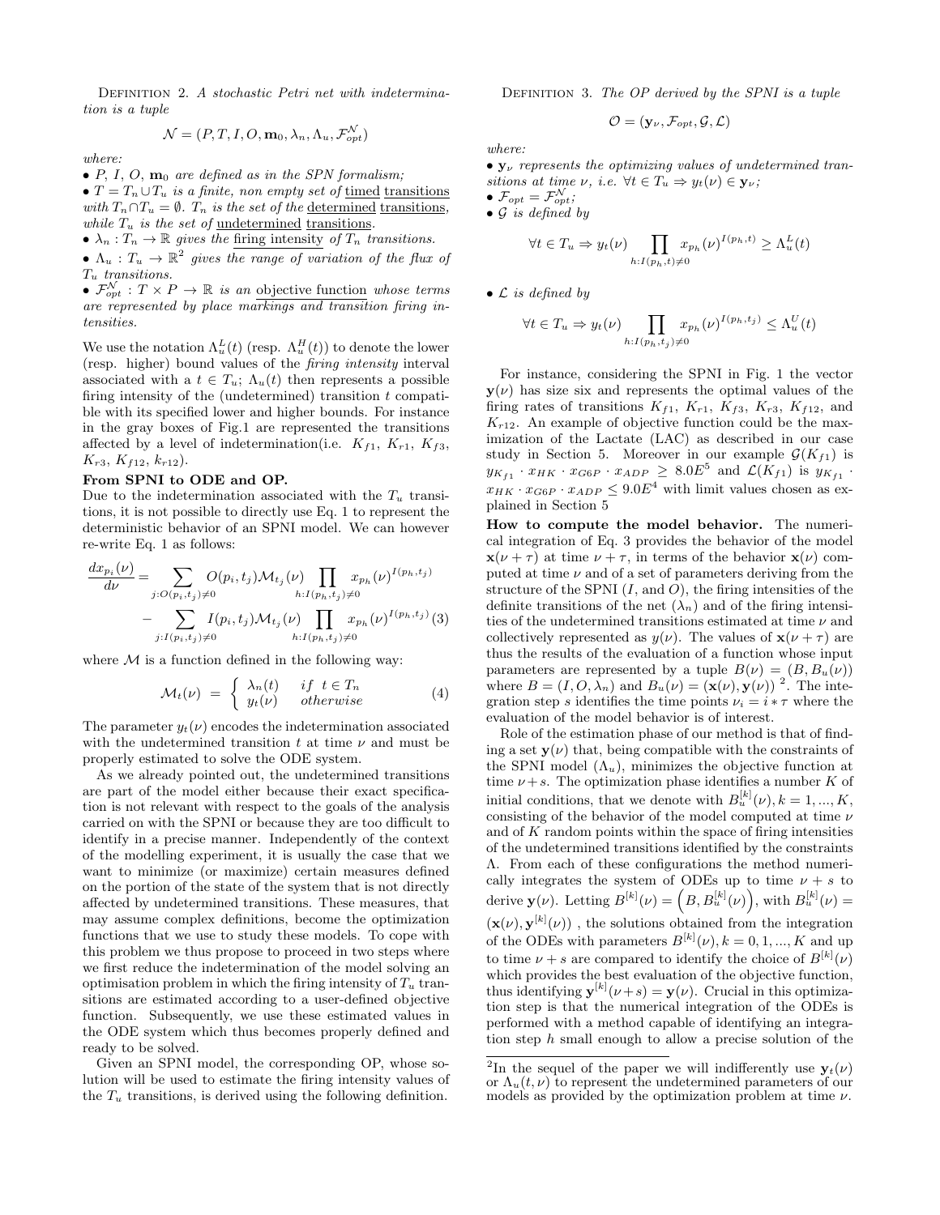Definition 2. *A stochastic Petri net with indetermination is a tuple*

$$\mathcal{N} = (P, T, I, O, \mathbf{m}_0, \lambda_n, \Lambda_u, \mathcal{F}^{\mathcal{N}}_{opt})$$

*where:*

- *$P$, $I$, $O$, $\mathbf{m}_0$ are defined as in the SPN formalism;*
- *$T = T_n \cup T_u$ is a finite, non empty set of timed transitions with $T_n \cap T_u = \emptyset$. $T_n$ is the set of the determined transitions, while $T_u$ is the set of undetermined transitions.*
- *$\lambda_n : T_n \rightarrow \mathbb{R}$ gives the firing intensity of $T_n$ transitions.*
- *$\Lambda_u : T_u \rightarrow \mathbb{R}^2$ gives the range of variation of the flux of $T_u$ transitions.*
- *$\mathcal{F}^{\mathcal{N}}_{opt} : T \times P \rightarrow \mathbb{R}$ is an objective function whose terms are represented by place markings and transition firing intensities.*

We use the notation $\Lambda^L_u(t)$ (resp. $\Lambda^H_u(t)$) to denote the lower (resp. higher) bound values of the *firing intensity* interval associated with a $t \in T_u$; $\Lambda_u(t)$ then represents a possible firing intensity of the (undetermined) transition $t$ compatible with its specified lower and higher bounds. For instance in the gray boxes of Fig.1 are represented the transitions affected by a level of indetermination(i.e. $K_{f1}$, $K_{r1}$, $K_{f3}$, $K_{r3}$, $K_{f12}$, $k_{r12}$).

**From SPNI to ODE and OP.**
Due to the indetermination associated with the $T_u$ transitions, it is not possible to directly use Eq. 1 to represent the deterministic behavior of an SPNI model. We can however re-write Eq. 1 as follows:

$$\frac{dx_{p_i}(\nu)}{d\nu} = \sum_{j:O(p_i,t_j)\neq 0} O(p_i,t_j)\mathcal{M}_{t_j}(\nu) \prod_{h:I(p_h,t_j)\neq 0} x_{p_h}(\nu)^{I(p_h,t_j)} - \sum_{j:I(p_i,t_j)\neq 0} I(p_i,t_j)\mathcal{M}_{t_j}(\nu) \prod_{h:I(p_h,t_j)\neq 0} x_{p_h}(\nu)^{I(p_h,t_j)} \quad (3)$$

where $\mathcal{M}$ is a function defined in the following way:

$$\mathcal{M}_t(\nu) = \begin{cases} \lambda_n(t) & if\ \ t \in T_n \\ y_t(\nu) & otherwise \end{cases} \quad (4)$$

The parameter $y_t(\nu)$ encodes the indetermination associated with the undetermined transition $t$ at time $\nu$ and must be properly estimated to solve the ODE system.

As we already pointed out, the undetermined transitions are part of the model either because their exact specification is not relevant with respect to the goals of the analysis carried on with the SPNI or because they are too difficult to identify in a precise manner. Independently of the context of the modelling experiment, it is usually the case that we want to minimize (or maximize) certain measures defined on the portion of the state of the system that is not directly affected by undetermined transitions. These measures, that may assume complex definitions, become the optimization functions that we use to study these models. To cope with this problem we thus propose to proceed in two steps where we first reduce the indetermination of the model solving an optimisation problem in which the firing intensity of $T_u$ transitions are estimated according to a user-defined objective function. Subsequently, we use these estimated values in the ODE system which thus becomes properly defined and ready to be solved.

Given an SPNI model, the corresponding OP, whose solution will be used to estimate the firing intensity values of the $T_u$ transitions, is derived using the following definition.

Definition 3. *The OP derived by the SPNI is a tuple*

$$\mathcal{O} = (\mathbf{y}_\nu, \mathcal{F}_{opt}, \mathcal{G}, \mathcal{L})$$

*where:*

- *$\mathbf{y}_\nu$ represents the optimizing values of undetermined transitions at time $\nu$, i.e. $\forall t \in T_u \Rightarrow y_t(\nu) \in \mathbf{y}_\nu$;*
- *$\mathcal{F}_{opt} = \mathcal{F}^{\mathcal{N}}_{opt}$;*
- *$\mathcal{G}$ is defined by*

$$\forall t \in T_u \Rightarrow y_t(\nu) \prod_{h:I(p_h,t)\neq 0} x_{p_h}(\nu)^{I(p_h,t)} \geq \Lambda^L_u(t)$$

- *$\mathcal{L}$ is defined by*

$$\forall t \in T_u \Rightarrow y_t(\nu) \prod_{h:I(p_h,t_j)\neq 0} x_{p_h}(\nu)^{I(p_h,t_j)} \leq \Lambda^U_u(t)$$

For instance, considering the SPNI in Fig. 1 the vector $\mathbf{y}(\nu)$ has size six and represents the optimal values of the firing rates of transitions $K_{f1}$, $K_{r1}$, $K_{f3}$, $K_{r3}$, $K_{f12}$, and $K_{r12}$. An example of objective function could be the maximization of the Lactate (LAC) as described in our case study in Section 5. Moreover in our example $\mathcal{G}(K_{f1})$ is $y_{K_{f1}} \cdot x_{HK} \cdot x_{G6P} \cdot x_{ADP} \geq 8.0E^5$ and $\mathcal{L}(K_{f1})$ is $y_{K_{f1}} \cdot x_{HK} \cdot x_{G6P} \cdot x_{ADP} \leq 9.0E^4$ with limit values chosen as explained in Section 5

**How to compute the model behavior.** The numerical integration of Eq. 3 provides the behavior of the model $\mathbf{x}(\nu + \tau)$ at time $\nu + \tau$, in terms of the behavior $\mathbf{x}(\nu)$ computed at time $\nu$ and of a set of parameters deriving from the structure of the SPNI ($I$, and $O$), the firing intensities of the definite transitions of the net ($\lambda_n$) and of the firing intensities of the undetermined transitions estimated at time $\nu$ and collectively represented as $y(\nu)$. The values of $\mathbf{x}(\nu + \tau)$ are thus the results of the evaluation of a function whose input parameters are represented by a tuple $B(\nu) = (B, B_u(\nu))$ where $B = (I, O, \lambda_n)$ and $B_u(\nu) = (\mathbf{x}(\nu), \mathbf{y}(\nu))$ [2]. The integration step $s$ identifies the time points $\nu_i = i * \tau$ where the evaluation of the model behavior is of interest.

Role of the estimation phase of our method is that of finding a set $\mathbf{y}(\nu)$ that, being compatible with the constraints of the SPNI model ($\Lambda_u$), minimizes the objective function at time $\nu + s$. The optimization phase identifies a number $K$ of initial conditions, that we denote with $B^{[k]}_u(\nu), k = 1, ..., K$, consisting of the behavior of the model computed at time $\nu$ and of $K$ random points within the space of firing intensities of the undetermined transitions identified by the constraints $\Lambda$. From each of these configurations the method numerically integrates the system of ODEs up to time $\nu + s$ to derive $\mathbf{y}(\nu)$. Letting $B^{[k]}(\nu) = \left(B, B^{[k]}_u(\nu)\right)$, with $B^{[k]}_u(\nu) = (\mathbf{x}(\nu), \mathbf{y}^{[k]}(\nu))$ , the solutions obtained from the integration of the ODEs with parameters $B^{[k]}(\nu), k = 0, 1, ..., K$ and up to time $\nu + s$ are compared to identify the choice of $B^{[k]}(\nu)$ which provides the best evaluation of the objective function, thus identifying $\mathbf{y}^{[k]}(\nu + s) = \mathbf{y}(\nu)$. Crucial in this optimization step is that the numerical integration of the ODEs is performed with a method capable of identifying an integration step $h$ small enough to allow a precise solution of the

[2] In the sequel of the paper we will indifferently use $\mathbf{y}_t(\nu)$ or $\Lambda_u(t, \nu)$ to represent the undetermined parameters of our models as provided by the optimization problem at time $\nu$.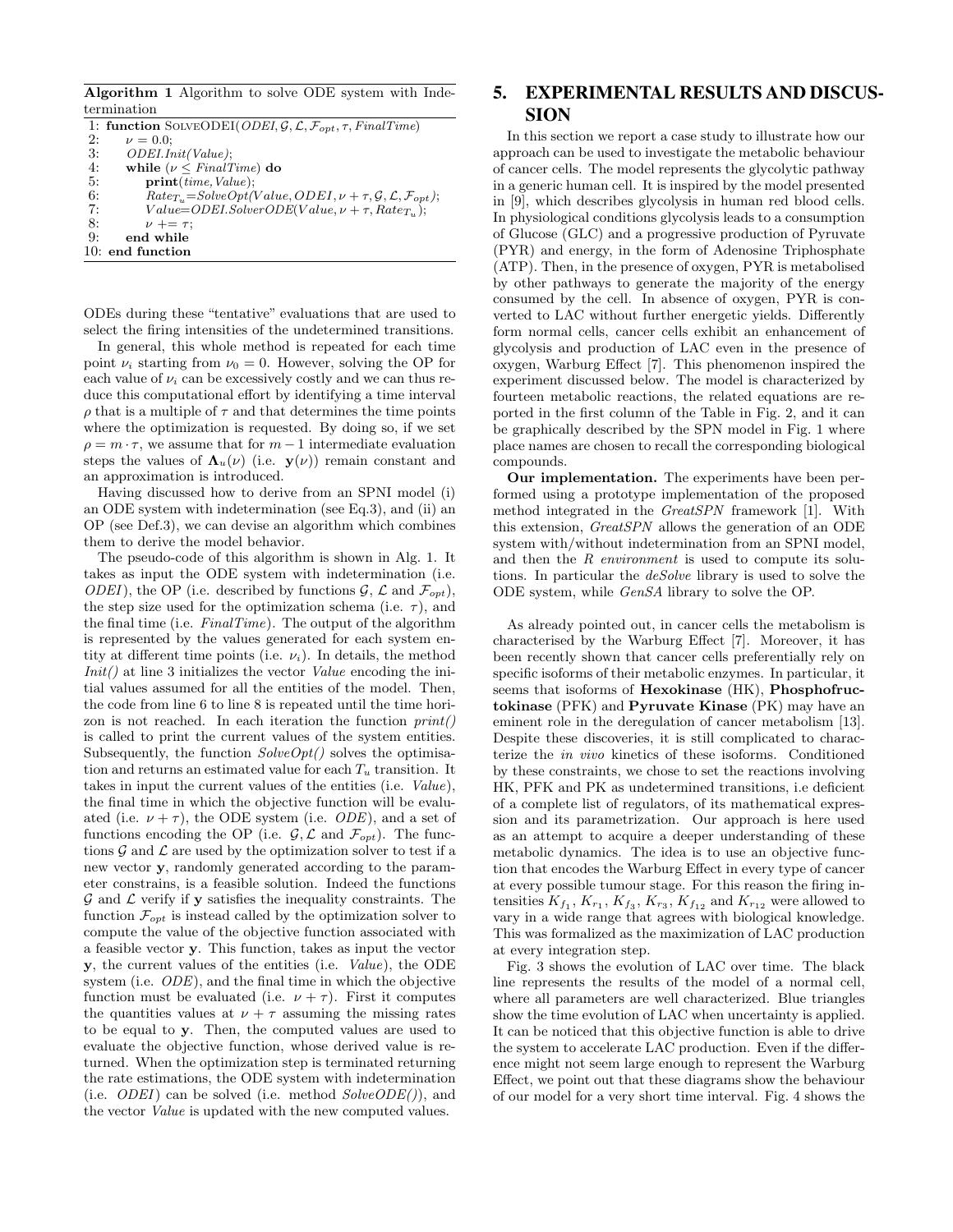**Algorithm 1** Algorithm to solve ODE system with Indetermination

```
1: function SolveODEI(ODEI, G, L, F_opt, τ, FinalTime)
2:     ν = 0.0;
3:     ODEI.Init(Value);
4:     while (ν ≤ FinalTime) do
5:         print(time, Value);
6:         Rate_Tu = SolveOpt(Value, ODEI, ν + τ, G, L, F_opt);
7:         Value = ODEI.SolverODE(Value, ν + τ, Rate_Tu);
8:         ν += τ;
9:     end while
10: end function
```

ODEs during these "tentative" evaluations that are used to select the firing intensities of the undetermined transitions.

In general, this whole method is repeated for each time point $\nu_i$ starting from $\nu_0 = 0$. However, solving the OP for each value of $\nu_i$ can be excessively costly and we can thus reduce this computational effort by identifying a time interval $\rho$ that is a multiple of $\tau$ and that determines the time points where the optimization is requested. By doing so, if we set $\rho = m \cdot \tau$, we assume that for $m-1$ intermediate evaluation steps the values of $\mathbf{\Lambda}_u(\nu)$ (i.e. $\mathbf{y}(\nu)$) remain constant and an approximation is introduced.

Having discussed how to derive from an SPNI model (i) an ODE system with indetermination (see Eq.3), and (ii) an OP (see Def.3), we can devise an algorithm which combines them to derive the model behavior.

The pseudo-code of this algorithm is shown in Alg. 1. It takes as input the ODE system with indetermination (i.e. *ODEI*), the OP (i.e. described by functions $\mathcal{G}$, $\mathcal{L}$ and $\mathcal{F}_{opt}$), the step size used for the optimization schema (i.e. $\tau$), and the final time (i.e. *FinalTime*). The output of the algorithm is represented by the values generated for each system entity at different time points (i.e. $\nu_i$). In details, the method *Init()* at line 3 initializes the vector *Value* encoding the initial values assumed for all the entities of the model. Then, the code from line 6 to line 8 is repeated until the time horizon is not reached. In each iteration the function *print()* is called to print the current values of the system entities. Subsequently, the function *SolveOpt()* solves the optimisation and returns an estimated value for each $T_u$ transition. It takes in input the current values of the entities (i.e. *Value*), the final time in which the objective function will be evaluated (i.e. $\nu + \tau$), the ODE system (i.e. *ODE*), and a set of functions encoding the OP (i.e. $\mathcal{G}, \mathcal{L}$ and $\mathcal{F}_{opt}$). The functions $\mathcal{G}$ and $\mathcal{L}$ are used by the optimization solver to test if a new vector $\mathbf{y}$, randomly generated according to the parameter constrains, is a feasible solution. Indeed the functions $\mathcal{G}$ and $\mathcal{L}$ verify if $\mathbf{y}$ satisfies the inequality constraints. The function $\mathcal{F}_{opt}$ is instead called by the optimization solver to compute the value of the objective function associated with a feasible vector $\mathbf{y}$. This function, takes as input the vector $\mathbf{y}$, the current values of the entities (i.e. *Value*), the ODE system (i.e. *ODE*), and the final time in which the objective function must be evaluated (i.e. $\nu + \tau$). First it computes the quantities values at $\nu + \tau$ assuming the missing rates to be equal to $\mathbf{y}$. Then, the computed values are used to evaluate the objective function, whose derived value is returned. When the optimization step is terminated returning the rate estimations, the ODE system with indetermination (i.e. *ODEI*) can be solved (i.e. method *SolveODE()*), and the vector *Value* is updated with the new computed values.

# 5. EXPERIMENTAL RESULTS AND DISCUSSION

In this section we report a case study to illustrate how our approach can be used to investigate the metabolic behaviour of cancer cells. The model represents the glycolytic pathway in a generic human cell. It is inspired by the model presented in [9], which describes glycolysis in human red blood cells. In physiological conditions glycolysis leads to a consumption of Glucose (GLC) and a progressive production of Pyruvate (PYR) and energy, in the form of Adenosine Triphosphate (ATP). Then, in the presence of oxygen, PYR is metabolised by other pathways to generate the majority of the energy consumed by the cell. In absence of oxygen, PYR is converted to LAC without further energetic yields. Differently form normal cells, cancer cells exhibit an enhancement of glycolysis and production of LAC even in the presence of oxygen, Warburg Effect [7]. This phenomenon inspired the experiment discussed below. The model is characterized by fourteen metabolic reactions, the related equations are reported in the first column of the Table in Fig. 2, and it can be graphically described by the SPN model in Fig. 1 where place names are chosen to recall the corresponding biological compounds.

**Our implementation.** The experiments have been performed using a prototype implementation of the proposed method integrated in the *GreatSPN* framework [1]. With this extension, *GreatSPN* allows the generation of an ODE system with/without indetermination from an SPNI model, and then the *R environment* is used to compute its solutions. In particular the *deSolve* library is used to solve the ODE system, while *GenSA* library to solve the OP.

As already pointed out, in cancer cells the metabolism is characterised by the Warburg Effect [7]. Moreover, it has been recently shown that cancer cells preferentially rely on specific isoforms of their metabolic enzymes. In particular, it seems that isoforms of **Hexokinase** (HK), **Phosphofructokinase** (PFK) and **Pyruvate Kinase** (PK) may have an eminent role in the deregulation of cancer metabolism [13]. Despite these discoveries, it is still complicated to characterize the *in vivo* kinetics of these isoforms. Conditioned by these constraints, we chose to set the reactions involving HK, PFK and PK as undetermined transitions, i.e defined of a complete list of regulators, of its mathematical expression and its parametrization. Our approach is here used as an attempt to acquire a deeper understanding of these metabolic dynamics. The idea is to use an objective function that encodes the Warburg Effect in every type of cancer at every possible tumour stage. For this reason the firing intensities $K_{f_1}$, $K_{r_1}$, $K_{f_3}$, $K_{r_3}$, $K_{f_{12}}$ and $K_{r_{12}}$ were allowed to vary in a wide range that agrees with biological knowledge. This was formalized as the maximization of LAC production at every integration step.

Fig. 3 shows the evolution of LAC over time. The black line represents the results of the model of a normal cell, where all parameters are well characterized. Blue triangles show the time evolution of LAC when uncertainty is applied. It can be noticed that this objective function is able to drive the system to accelerate LAC production. Even if the difference might not seem large enough to represent the Warburg Effect, we point out that these diagrams show the behaviour of our model for a very short time interval. Fig. 4 shows the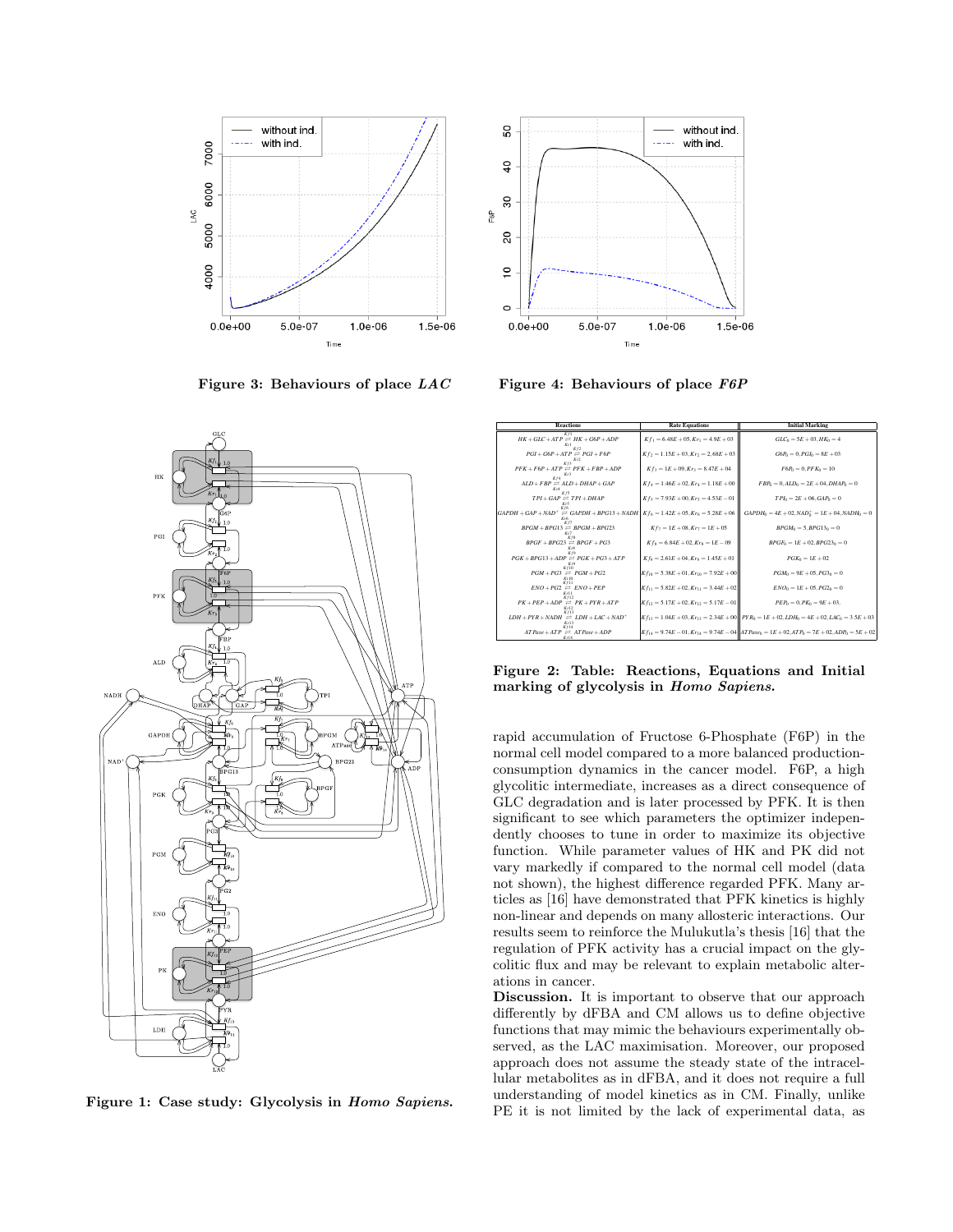Figure 3: **Behaviours of place *LAC***

Figure 4: **Behaviours of place *F6P***

Figure 1: **Case study: Glycolysis in *Homo Sapiens*.**

| Reactions | Rate Equations | Initial Marking |
|---|---|---|
| $HK + GLC + ATP \underset{Kr1}{\overset{Kf1}{\rightleftharpoons}} HK + G6P + ADP$ | $Kf_1 = 6.48E+05, Kr_1 = 4.9E+03$ | $GLC_0 = 5E+03, HK_0 = 4$ |
| $PGI + G6P + ATP \underset{Kr2}{\overset{Kf2}{\rightleftharpoons}} PGI + F6P$ | $Kf_2 = 1.15E+03, Kr_2 = 2.68E+03$ | $G6P_0 = 0, PGI_0 = 8E+03$ |
| $PFK + F6P + ATP \underset{Kr3}{\overset{Kf3}{\rightleftharpoons}} PFK + FBP + ADP$ | $Kf_3 = 1E+09, Kr_3 = 8.47E+04$ | $F6P_0 = 0, PFK_0 = 10$ |
| $ALD + FBP \underset{Kr4}{\overset{Kf4}{\rightleftharpoons}} ALD + DHAP + GAP$ | $Kf_4 = 1.46E+02, Kr_4 = 1.18E+00$ | $FBP_0 = 0, ALD_0 = 2E+04, DHAP_0 = 0$ |
| $TPI + GAP \underset{Kr5}{\overset{Kf5}{\rightleftharpoons}} TPI + DHAP$ | $Kf_5 = 7.93E+00, Kr_5 = 4.53E-01$ | $TPI_0 = 2E+06, GAP_0 = 0$ |
| $GAPDH + GAP + NAD^+ \underset{Kr6}{\overset{Kf6}{\rightleftharpoons}} GAPDH + BPG13 + NADH$ | $Kf_6 = 1.42E+05, Kr_6 = 5.28E+06$ | $GAPDH_0 = 4E+02, NAD_0^+ = 1E+04, NADH_0 = 0$ |
| $BPGM + BPG13 \underset{Kr7}{\overset{Kf7}{\rightleftharpoons}} BPGM + BPG23$ | $Kf_7 = 1E+08, Kr_7 = 1E+05$ | $BPGM_0 = 5, BPG13_0 = 0$ |
| $BPGF + BPG23 \underset{Kr8}{\overset{Kf8}{\rightleftharpoons}} BPGF + PG3$ | $Kf_8 = 6.84E+02, Kr_8 = 1E-09$ | $BPGF_0 = 1E+02, BPG23_0 = 0$ |
| $PGK + BPG13 + ADP \underset{Kr9}{\overset{Kf9}{\rightleftharpoons}} PGK + PG3 + ATP$ | $Kf_9 = 2.61E+04, Kr_9 = 1.45E+01$ | $PGK_0 = 1E+02$ |
| $PGM + PG3 \underset{Kr10}{\overset{Kf10}{\rightleftharpoons}} PGM + PG2$ | $Kf_{10} = 5.38E+01, Kr_{10} = 7.92E+00$ | $PGM_0 = 9E+05, PG3_0 = 0$ |
| $ENO + PG2 \underset{Kr11}{\overset{Kf11}{\rightleftharpoons}} ENO + PEP$ | $Kf_{11} = 5.82E+02, Kr_{11} = 3.44E+02$ | $ENO_0 = 1E+05, PG2_0 = 0$ |
| $PK + PEP + ADP \underset{Kr12}{\overset{Kf12}{\rightleftharpoons}} PK + PYR + ATP$ | $Kf_{12} = 5.17E+02, Kr_{12} = 5.17E-01$ | $PEP_0 = 0, PK_0 = 9E+03,$ |
| $LDH + PYR + NADH \underset{Kr13}{\overset{Kf13}{\rightleftharpoons}} LDH + LAC + NAD^+$ | $Kf_{13} = 1.04E+03, Kr_{13} = 2.34E+00$ | $PYR_0 = 1E+02, LDH_0 = 4E+02, LAC_0 = 3.5E+03$ |
| $ATPase + ATP \underset{Kr14}{\overset{Kf14}{\rightleftharpoons}} ATPase + ADP$ | $Kf_{14} = 9.74E-01, Kr_{14} = 9.74E-04$ | $ATPase_0 = 1E+02, ATP_0 = 7E+02, ADP_0 = 5E+02$ |

Figure 2: **Table: Reactions, Equations and Initial marking of glycolysis in *Homo Sapiens*.**

rapid accumulation of Fructose 6-Phosphate (F6P) in the normal cell model compared to a more balanced production-consumption dynamics in the cancer model. F6P, a high glycolitic intermediate, increases as a direct consequence of GLC degradation and is later processed by PFK. It is then significant to see which parameters the optimizer independently chooses to tune in order to maximize its objective function. While parameter values of HK and PK did not vary markedly if compared to the normal cell model (data not shown), the highest difference regarded PFK. Many articles as [16] have demonstrated that PFK kinetics is highly non-linear and depends on many allosteric interactions. Our results seem to reinforce the Mulukutla's thesis [16] that the regulation of PFK activity has a crucial impact on the glycolitic flux and may be relevant to explain metabolic alterations in cancer.

**Discussion.** It is important to observe that our approach differently by dFBA and CM allows us to define objective functions that may mimic the behaviours experimentally observed, as the LAC maximisation. Moreover, our proposed approach does not assume the steady state of the intracellular metabolites as in dFBA, and it does not require a full understanding of model kinetics as in CM. Finally, unlike PE it is not limited by the lack of experimental data, as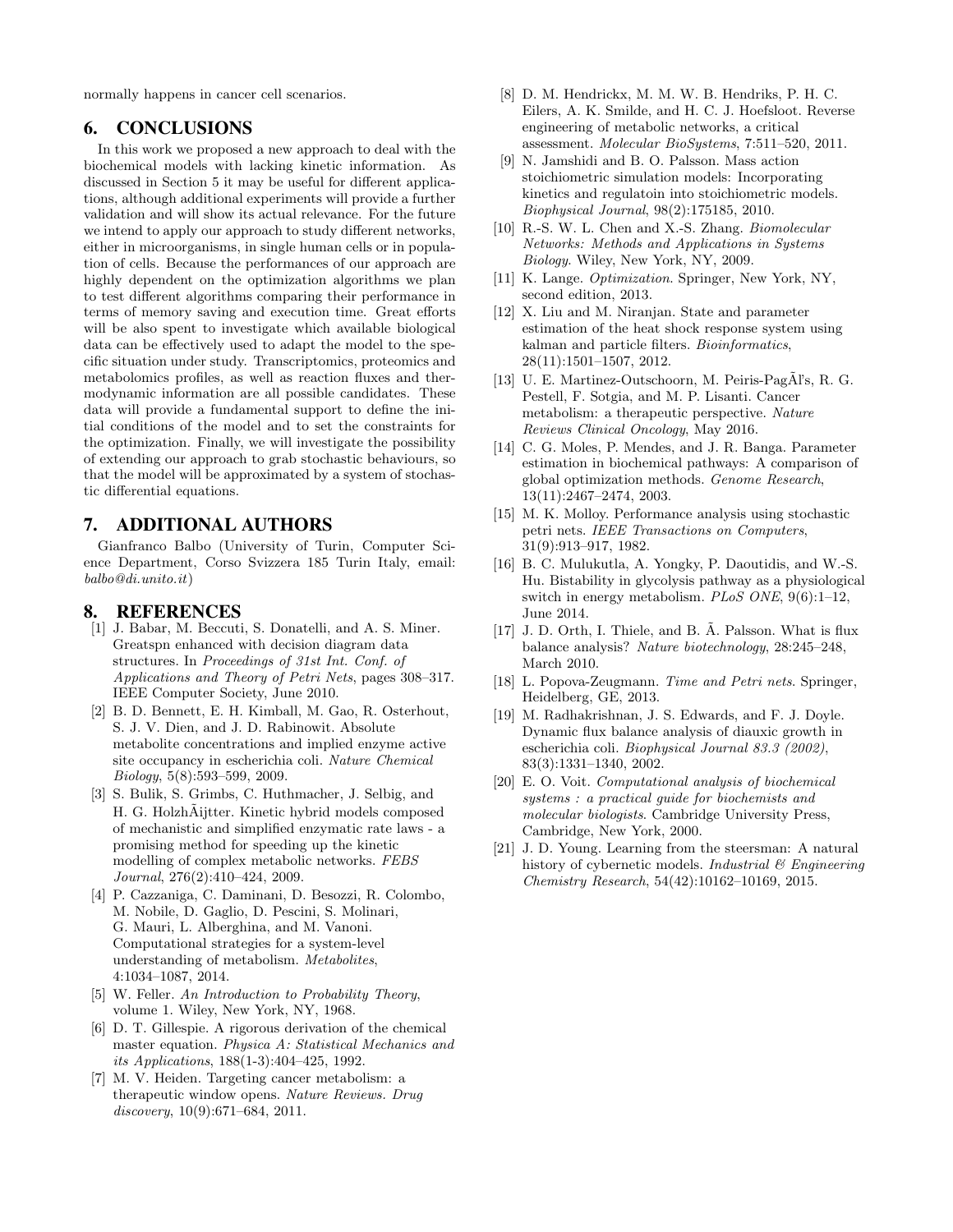normally happens in cancer cell scenarios.

## 6. CONCLUSIONS

In this work we proposed a new approach to deal with the biochemical models with lacking kinetic information. As discussed in Section 5 it may be useful for different applications, although additional experiments will provide a further validation and will show its actual relevance. For the future we intend to apply our approach to study different networks, either in microorganisms, in single human cells or in population of cells. Because the performances of our approach are highly dependent on the optimization algorithms we plan to test different algorithms comparing their performance in terms of memory saving and execution time. Great efforts will be also spent to investigate which available biological data can be effectively used to adapt the model to the specific situation under study. Transcriptomics, proteomics and metabolomics profiles, as well as reaction fluxes and thermodynamic information are all possible candidates. These data will provide a fundamental support to define the initial conditions of the model and to set the constraints for the optimization. Finally, we will investigate the possibility of extending our approach to grab stochastic behaviours, so that the model will be approximated by a system of stochastic differential equations.

## 7. ADDITIONAL AUTHORS

Gianfranco Balbo (University of Turin, Computer Science Department, Corso Svizzera 185 Turin Italy, email: *balbo@di.unito.it*)

## 8. REFERENCES

[1] J. Babar, M. Beccuti, S. Donatelli, and A. S. Miner. Greatspn enhanced with decision diagram data structures. In *Proceedings of 31st Int. Conf. of Applications and Theory of Petri Nets*, pages 308–317. IEEE Computer Society, June 2010.

[2] B. D. Bennett, E. H. Kimball, M. Gao, R. Osterhout, S. J. V. Dien, and J. D. Rabinowit. Absolute metabolite concentrations and implied enzyme active site occupancy in escherichia coli. *Nature Chemical Biology*, 5(8):593–599, 2009.

[3] S. Bulik, S. Grimbs, C. Huthmacher, J. Selbig, and H. G. HolzhÃijtter. Kinetic hybrid models composed of mechanistic and simplified enzymatic rate laws - a promising method for speeding up the kinetic modelling of complex metabolic networks. *FEBS Journal*, 276(2):410–424, 2009.

[4] P. Cazzaniga, C. Daminani, D. Besozzi, R. Colombo, M. Nobile, D. Gaglio, D. Pescini, S. Molinari, G. Mauri, L. Alberghina, and M. Vanoni. Computational strategies for a system-level understanding of metabolism. *Metabolites*, 4:1034–1087, 2014.

[5] W. Feller. *An Introduction to Probability Theory*, volume 1. Wiley, New York, NY, 1968.

[6] D. T. Gillespie. A rigorous derivation of the chemical master equation. *Physica A: Statistical Mechanics and its Applications*, 188(1-3):404–425, 1992.

[7] M. V. Heiden. Targeting cancer metabolism: a therapeutic window opens. *Nature Reviews. Drug discovery*, 10(9):671–684, 2011.

[8] D. M. Hendrickx, M. M. W. B. Hendriks, P. H. C. Eilers, A. K. Smilde, and H. C. J. Hoefsloot. Reverse engineering of metabolic networks, a critical assessment. *Molecular BioSystems*, 7:511–520, 2011.

[9] N. Jamshidi and B. O. Palsson. Mass action stoichiometric simulation models: Incorporating kinetics and regulatoin into stoichiometric models. *Biophysical Journal*, 98(2):175185, 2010.

[10] R.-S. W. L. Chen and X.-S. Zhang. *Biomolecular Networks: Methods and Applications in Systems Biology*. Wiley, New York, NY, 2009.

[11] K. Lange. *Optimization*. Springer, New York, NY, second edition, 2013.

[12] X. Liu and M. Niranjan. State and parameter estimation of the heat shock response system using kalman and particle filters. *Bioinformatics*, 28(11):1501–1507, 2012.

[13] U. E. Martinez-Outschoorn, M. Peiris-PagÃl's, R. G. Pestell, F. Sotgia, and M. P. Lisanti. Cancer metabolism: a therapeutic perspective. *Nature Reviews Clinical Oncology*, May 2016.

[14] C. G. Moles, P. Mendes, and J. R. Banga. Parameter estimation in biochemical pathways: A comparison of global optimization methods. *Genome Research*, 13(11):2467–2474, 2003.

[15] M. K. Molloy. Performance analysis using stochastic petri nets. *IEEE Transactions on Computers*, 31(9):913–917, 1982.

[16] B. C. Mulukutla, A. Yongky, P. Daoutidis, and W.-S. Hu. Bistability in glycolysis pathway as a physiological switch in energy metabolism. *PLoS ONE*, 9(6):1–12, June 2014.

[17] J. D. Orth, I. Thiele, and B. Ã. Palsson. What is flux balance analysis? *Nature biotechnology*, 28:245–248, March 2010.

[18] L. Popova-Zeugmann. *Time and Petri nets*. Springer, Heidelberg, GE, 2013.

[19] M. Radhakrishnan, J. S. Edwards, and F. J. Doyle. Dynamic flux balance analysis of diauxic growth in escherichia coli. *Biophysical Journal 83.3 (2002)*, 83(3):1331–1340, 2002.

[20] E. O. Voit. *Computational analysis of biochemical systems : a practical guide for biochemists and molecular biologists*. Cambridge University Press, Cambridge, New York, 2000.

[21] J. D. Young. Learning from the steersman: A natural history of cybernetic models. *Industrial & Engineering Chemistry Research*, 54(42):10162–10169, 2015.